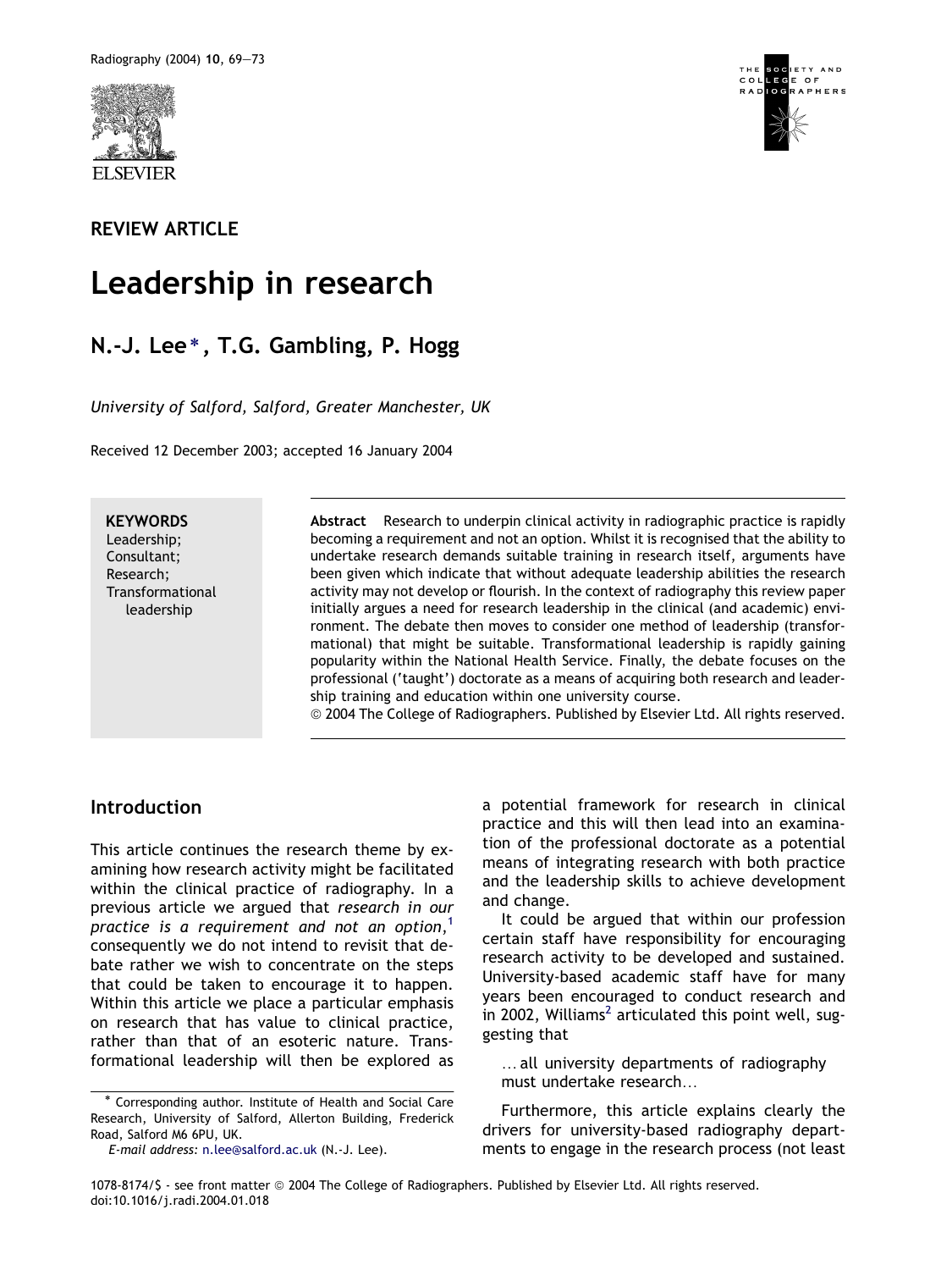REVIEW ARTICLE

# Leadership in research

**N.-J. Lee*, T.G. Gambling, P. Hogg**

*University of Salford, Salford, Greater Manchester, UK*

Received 12 December 2003; accepted 16 January 2004

**KEYWORDS**
Leadership;
Consultant;
Research;
Transformational leadership

**Abstract** Research to underpin clinical activity in radiographic practice is rapidly becoming a requirement and not an option. Whilst it is recognised that the ability to undertake research demands suitable training in research itself, arguments have been given which indicate that without adequate leadership abilities the research activity may not develop or flourish. In the context of radiography this review paper initially argues a need for research leadership in the clinical (and academic) environment. The debate then moves to consider one method of leadership (transformational) that might be suitable. Transformational leadership is rapidly gaining popularity within the National Health Service. Finally, the debate focuses on the professional ('taught') doctorate as a means of acquiring both research and leadership training and education within one university course.
© 2004 The College of Radiographers. Published by Elsevier Ltd. All rights reserved.

## Introduction

This article continues the research theme by examining how research activity might be facilitated within the clinical practice of radiography. In a previous article we argued that *research in our practice is a requirement and not an option*,[1] consequently we do not intend to revisit that debate rather we wish to concentrate on the steps that could be taken to encourage it to happen. Within this article we place a particular emphasis on research that has value to clinical practice, rather than that of an esoteric nature. Transformational leadership will then be explored as a potential framework for research in clinical practice and this will then lead into an examination of the professional doctorate as a potential means of integrating research with both practice and the leadership skills to achieve development and change.

It could be argued that within our profession certain staff have responsibility for encouraging research activity to be developed and sustained. University-based academic staff have for many years been encouraged to conduct research and in 2002, Williams[2] articulated this point well, suggesting that

> ... all university departments of radiography must undertake research...

Furthermore, this article explains clearly the drivers for university-based radiography departments to engage in the research process (not least

\* Corresponding author. Institute of Health and Social Care Research, University of Salford, Allerton Building, Frederick Road, Salford M6 6PU, UK.
*E-mail address:* n.lee@salford.ac.uk (N.-J. Lee).

1078-8174/$ - see front matter © 2004 The College of Radiographers. Published by Elsevier Ltd. All rights reserved.
doi:10.1016/j.radi.2004.01.018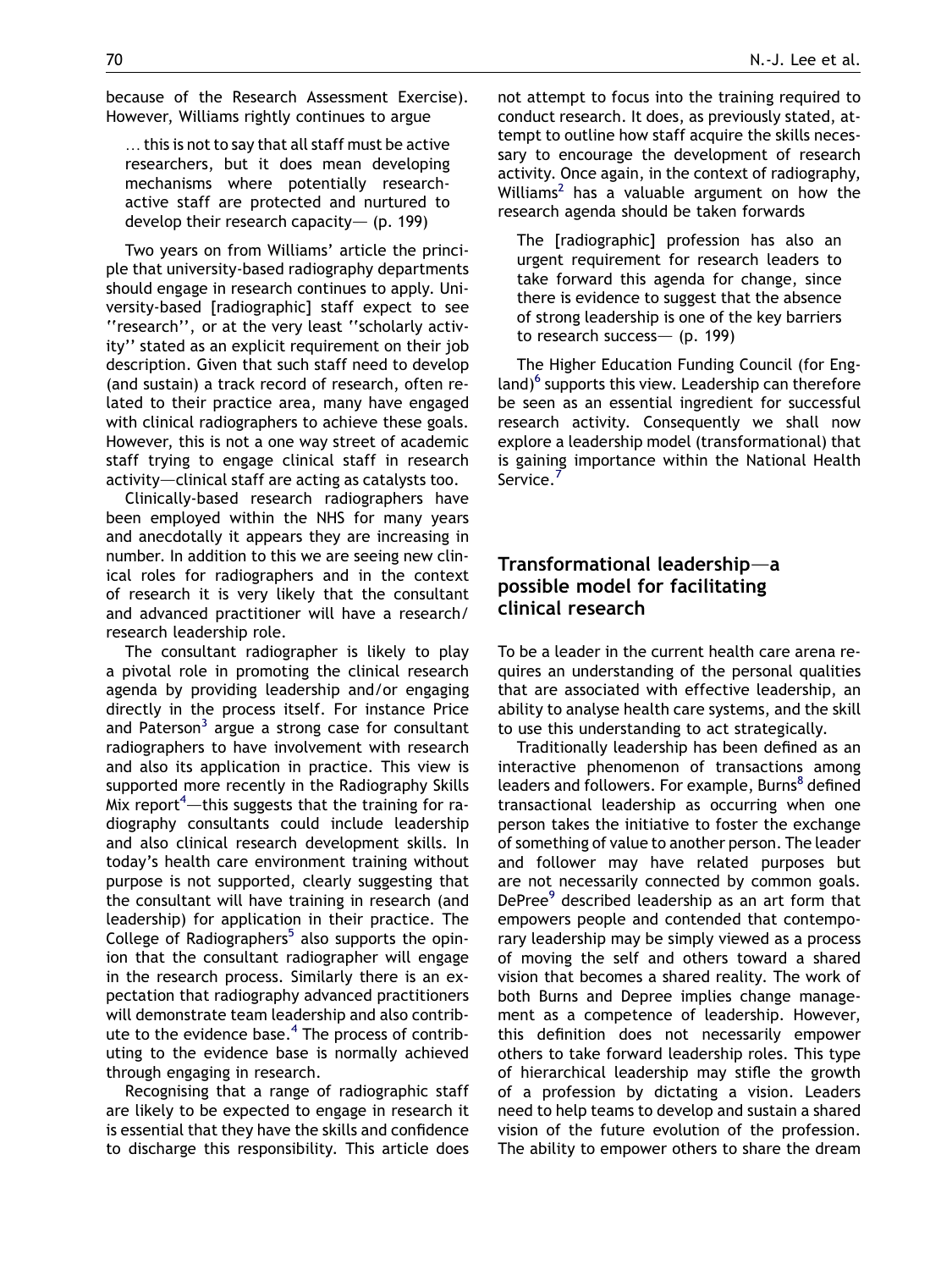because of the Research Assessment Exercise). However, Williams rightly continues to argue

> … this is not to say that all staff must be active researchers, but it does mean developing mechanisms where potentially research-active staff are protected and nurtured to develop their research capacity— (p. 199)

Two years on from Williams' article the principle that university-based radiography departments should engage in research continues to apply. University-based [radiographic] staff expect to see ''research'', or at the very least ''scholarly activity'' stated as an explicit requirement on their job description. Given that such staff need to develop (and sustain) a track record of research, often related to their practice area, many have engaged with clinical radiographers to achieve these goals. However, this is not a one way street of academic staff trying to engage clinical staff in research activity—clinical staff are acting as catalysts too.

Clinically-based research radiographers have been employed within the NHS for many years and anecdotally it appears they are increasing in number. In addition to this we are seeing new clinical roles for radiographers and in the context of research it is very likely that the consultant and advanced practitioner will have a research/research leadership role.

The consultant radiographer is likely to play a pivotal role in promoting the clinical research agenda by providing leadership and/or engaging directly in the process itself. For instance Price and Paterson[3] argue a strong case for consultant radiographers to have involvement with research and also its application in practice. This view is supported more recently in the Radiography Skills Mix report[4]—this suggests that the training for radiography consultants could include leadership and also clinical research development skills. In today's health care environment training without purpose is not supported, clearly suggesting that the consultant will have training in research (and leadership) for application in their practice. The College of Radiographers[5] also supports the opinion that the consultant radiographer will engage in the research process. Similarly there is an expectation that radiography advanced practitioners will demonstrate team leadership and also contribute to the evidence base.[4] The process of contributing to the evidence base is normally achieved through engaging in research.

Recognising that a range of radiographic staff are likely to be expected to engage in research it is essential that they have the skills and confidence to discharge this responsibility. This article does not attempt to focus into the training required to conduct research. It does, as previously stated, attempt to outline how staff acquire the skills necessary to encourage the development of research activity. Once again, in the context of radiography, Williams[2] has a valuable argument on how the research agenda should be taken forwards

> The [radiographic] profession has also an urgent requirement for research leaders to take forward this agenda for change, since there is evidence to suggest that the absence of strong leadership is one of the key barriers to research success— (p. 199)

The Higher Education Funding Council (for England)[6] supports this view. Leadership can therefore be seen as an essential ingredient for successful research activity. Consequently we shall now explore a leadership model (transformational) that is gaining importance within the National Health Service.[7]

## Transformational leadership—a possible model for facilitating clinical research

To be a leader in the current health care arena requires an understanding of the personal qualities that are associated with effective leadership, an ability to analyse health care systems, and the skill to use this understanding to act strategically.

Traditionally leadership has been defined as an interactive phenomenon of transactions among leaders and followers. For example, Burns[8] defined transactional leadership as occurring when one person takes the initiative to foster the exchange of something of value to another person. The leader and follower may have related purposes but are not necessarily connected by common goals. DePree[9] described leadership as an art form that empowers people and contended that contemporary leadership may be simply viewed as a process of moving the self and others toward a shared vision that becomes a shared reality. The work of both Burns and Depree implies change management as a competence of leadership. However, this definition does not necessarily empower others to take forward leadership roles. This type of hierarchical leadership may stifle the growth of a profession by dictating a vision. Leaders need to help teams to develop and sustain a shared vision of the future evolution of the profession. The ability to empower others to share the dream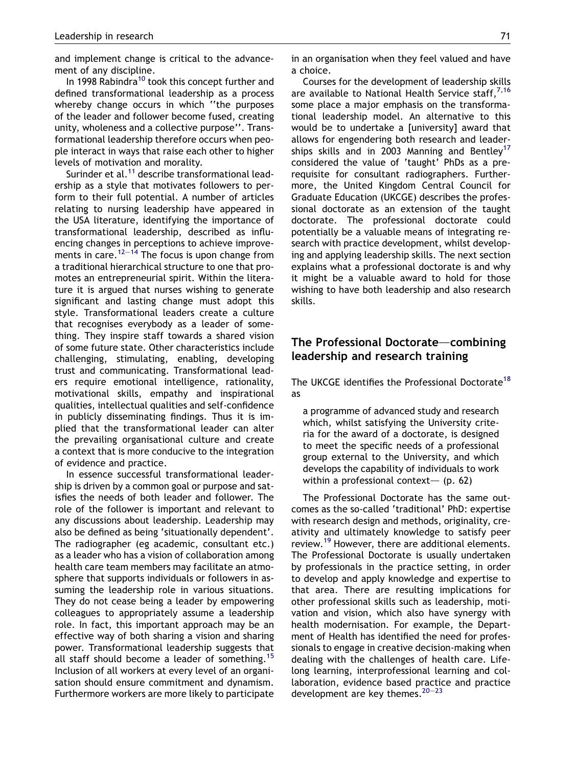and implement change is critical to the advancement of any discipline.

In 1998 Rabindra[10] took this concept further and defined transformational leadership as a process whereby change occurs in which ''the purposes of the leader and follower become fused, creating unity, wholeness and a collective purpose''. Transformational leadership therefore occurs when people interact in ways that raise each other to higher levels of motivation and morality.

Surinder et al.[11] describe transformational leadership as a style that motivates followers to perform to their full potential. A number of articles relating to nursing leadership have appeared in the USA literature, identifying the importance of transformational leadership, described as influencing changes in perceptions to achieve improvements in care.[12–14] The focus is upon change from a traditional hierarchical structure to one that promotes an entrepreneurial spirit. Within the literature it is argued that nurses wishing to generate significant and lasting change must adopt this style. Transformational leaders create a culture that recognises everybody as a leader of something. They inspire staff towards a shared vision of some future state. Other characteristics include challenging, stimulating, enabling, developing trust and communicating. Transformational leaders require emotional intelligence, rationality, motivational skills, empathy and inspirational qualities, intellectual qualities and self-confidence in publicly disseminating findings. Thus it is implied that the transformational leader can alter the prevailing organisational culture and create a context that is more conducive to the integration of evidence and practice.

In essence successful transformational leadership is driven by a common goal or purpose and satisfies the needs of both leader and follower. The role of the follower is important and relevant to any discussions about leadership. Leadership may also be defined as being 'situationally dependent'. The radiographer (eg academic, consultant etc.) as a leader who has a vision of collaboration among health care team members may facilitate an atmosphere that supports individuals or followers in assuming the leadership role in various situations. They do not cease being a leader by empowering colleagues to appropriately assume a leadership role. In fact, this important approach may be an effective way of both sharing a vision and sharing power. Transformational leadership suggests that all staff should become a leader of something.[15] Inclusion of all workers at every level of an organisation should ensure commitment and dynamism. Furthermore workers are more likely to participate in an organisation when they feel valued and have a choice.

Courses for the development of leadership skills are available to National Health Service staff,[7,16] some place a major emphasis on the transformational leadership model. An alternative to this would be to undertake a [university] award that allows for engendering both research and leaderships skills and in 2003 Manning and Bentley[17] considered the value of 'taught' PhDs as a prerequisite for consultant radiographers. Furthermore, the United Kingdom Central Council for Graduate Education (UKCGE) describes the professional doctorate as an extension of the taught doctorate. The professional doctorate could potentially be a valuable means of integrating research with practice development, whilst developing and applying leadership skills. The next section explains what a professional doctorate is and why it might be a valuable award to hold for those wishing to have both leadership and also research skills.

## The Professional Doctorate—combining leadership and research training

The UKCGE identifies the Professional Doctorate[18] as

> a programme of advanced study and research which, whilst satisfying the University criteria for the award of a doctorate, is designed to meet the specific needs of a professional group external to the University, and which develops the capability of individuals to work within a professional context— (p. 62)

The Professional Doctorate has the same outcomes as the so-called 'traditional' PhD: expertise with research design and methods, originality, creativity and ultimately knowledge to satisfy peer review.[19] However, there are additional elements. The Professional Doctorate is usually undertaken by professionals in the practice setting, in order to develop and apply knowledge and expertise to that area. There are resulting implications for other professional skills such as leadership, motivation and vision, which also have synergy with health modernisation. For example, the Department of Health has identified the need for professionals to engage in creative decision-making when dealing with the challenges of health care. Lifelong learning, interprofessional learning and collaboration, evidence based practice and practice development are key themes.[20–23]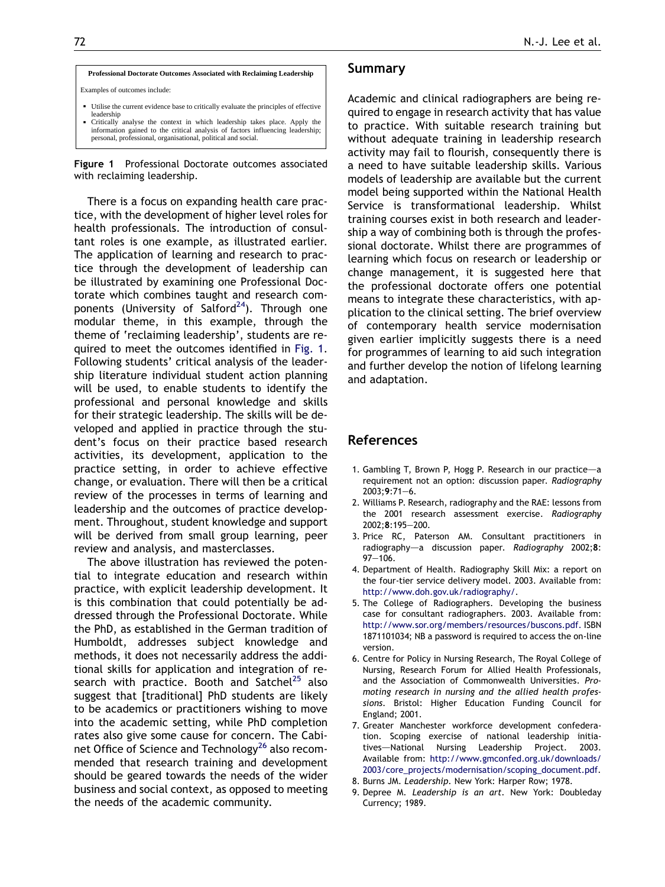**Professional Doctorate Outcomes Associated with Reclaiming Leadership**

Examples of outcomes include:

- Utilise the current evidence base to critically evaluate the principles of effective leadership
- Critically analyse the context in which leadership takes place. Apply the information gained to the critical analysis of factors influencing leadership; personal, professional, organisational, political and social.

**Figure 1** Professional Doctorate outcomes associated with reclaiming leadership.

There is a focus on expanding health care practice, with the development of higher level roles for health professionals. The introduction of consultant roles is one example, as illustrated earlier. The application of learning and research to practice through the development of leadership can be illustrated by examining one Professional Doctorate which combines taught and research components (University of Salford[24]). Through one modular theme, in this example, through the theme of 'reclaiming leadership', students are required to meet the outcomes identified in Fig. 1. Following students' critical analysis of the leadership literature individual student action planning will be used, to enable students to identify the professional and personal knowledge and skills for their strategic leadership. The skills will be developed and applied in practice through the student's focus on their practice based research activities, its development, application to the practice setting, in order to achieve effective change, or evaluation. There will then be a critical review of the processes in terms of learning and leadership and the outcomes of practice development. Throughout, student knowledge and support will be derived from small group learning, peer review and analysis, and masterclasses.

The above illustration has reviewed the potential to integrate education and research within practice, with explicit leadership development. It is this combination that could potentially be addressed through the Professional Doctorate. While the PhD, as established in the German tradition of Humboldt, addresses subject knowledge and methods, it does not necessarily address the additional skills for application and integration of research with practice. Booth and Satchel[25] also suggest that [traditional] PhD students are likely to be academics or practitioners wishing to move into the academic setting, while PhD completion rates also give some cause for concern. The Cabinet Office of Science and Technology[26] also recommended that research training and development should be geared towards the needs of the wider business and social context, as opposed to meeting the needs of the academic community.

## Summary

Academic and clinical radiographers are being required to engage in research activity that has value to practice. With suitable research training but without adequate training in leadership research activity may fail to flourish, consequently there is a need to have suitable leadership skills. Various models of leadership are available but the current model being supported within the National Health Service is transformational leadership. Whilst training courses exist in both research and leadership a way of combining both is through the professional doctorate. Whilst there are programmes of learning which focus on research or leadership or change management, it is suggested here that the professional doctorate offers one potential means to integrate these characteristics, with application to the clinical setting. The brief overview of contemporary health service modernisation given earlier implicitly suggests there is a need for programmes of learning to aid such integration and further develop the notion of lifelong learning and adaptation.

## References

1. Gambling T, Brown P, Hogg P. Research in our practice—a requirement not an option: discussion paper. *Radiography* 2003;**9**:71—6.
2. Williams P. Research, radiography and the RAE: lessons from the 2001 research assessment exercise. *Radiography* 2002;**8**:195—200.
3. Price RC, Paterson AM. Consultant practitioners in radiography—a discussion paper. *Radiography* 2002;**8**: 97—106.
4. Department of Health. Radiography Skill Mix: a report on the four-tier service delivery model. 2003. Available from: http://www.doh.gov.uk/radiography/.
5. The College of Radiographers. Developing the business case for consultant radiographers. 2003. Available from: http://www.sor.org/members/resources/buscons.pdf. ISBN 1871101034; NB a password is required to access the on-line version.
6. Centre for Policy in Nursing Research, The Royal College of Nursing, Research Forum for Allied Health Professionals, and the Association of Commonwealth Universities. *Promoting research in nursing and the allied health professions*. Bristol: Higher Education Funding Council for England; 2001.
7. Greater Manchester workforce development confederation. Scoping exercise of national leadership initiatives—National Nursing Leadership Project. 2003. Available from: http://www.gmconfed.org.uk/downloads/2003/core_projects/modernisation/scoping_document.pdf.
8. Burns JM. *Leadership*. New York: Harper Row; 1978.
9. Depree M. *Leadership is an art*. New York: Doubleday Currency; 1989.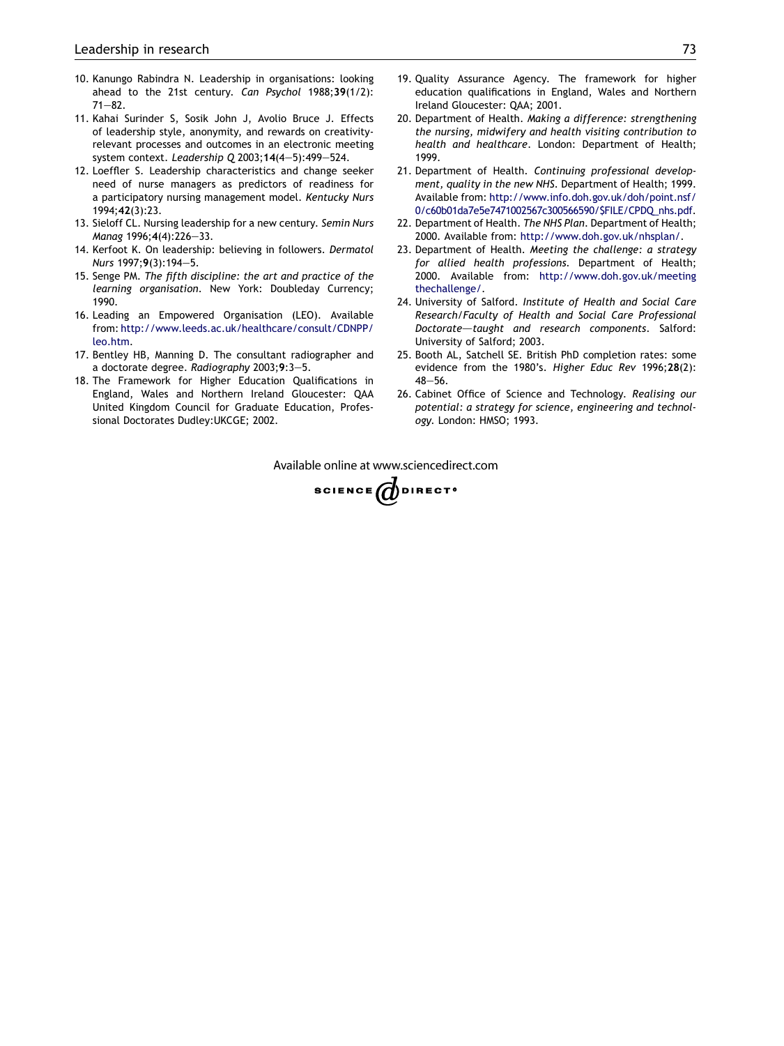10. Kanungo Rabindra N. Leadership in organisations: looking ahead to the 21st century. *Can Psychol* 1988;**39**(1/2):71—82.
11. Kahai Surinder S, Sosik John J, Avolio Bruce J. Effects of leadership style, anonymity, and rewards on creativity-relevant processes and outcomes in an electronic meeting system context. *Leadership Q* 2003;**14**(4—5):499—524.
12. Loeffler S. Leadership characteristics and change seeker need of nurse managers as predictors of readiness for a participatory nursing management model. *Kentucky Nurs* 1994;**42**(3):23.
13. Sieloff CL. Nursing leadership for a new century. *Semin Nurs Manag* 1996;**4**(4):226—33.
14. Kerfoot K. On leadership: believing in followers. *Dermatol Nurs* 1997;**9**(3):194—5.
15. Senge PM. *The fifth discipline: the art and practice of the learning organisation*. New York: Doubleday Currency; 1990.
16. Leading an Empowered Organisation (LEO). Available from: http://www.leeds.ac.uk/healthcare/consult/CDNPP/leo.htm.
17. Bentley HB, Manning D. The consultant radiographer and a doctorate degree. *Radiography* 2003;**9**:3—5.
18. The Framework for Higher Education Qualifications in England, Wales and Northern Ireland Gloucester: QAA United Kingdom Council for Graduate Education, Professional Doctorates Dudley:UKCGE; 2002.
19. Quality Assurance Agency. The framework for higher education qualifications in England, Wales and Northern Ireland Gloucester: QAA; 2001.
20. Department of Health. *Making a difference: strengthening the nursing, midwifery and health visiting contribution to health and healthcare*. London: Department of Health; 1999.
21. Department of Health. *Continuing professional development, quality in the new NHS*. Department of Health; 1999. Available from: http://www.info.doh.gov.uk/doh/point.nsf/0/c60b01da7e5e7471002567c300566590/$FILE/CPDQ_nhs.pdf.
22. Department of Health. *The NHS Plan*. Department of Health; 2000. Available from: http://www.doh.gov.uk/nhsplan/.
23. Department of Health. *Meeting the challenge: a strategy for allied health professions*. Department of Health; 2000. Available from: http://www.doh.gov.uk/meetingthechallenge/.
24. University of Salford. *Institute of Health and Social Care Research/Faculty of Health and Social Care Professional Doctorate—taught and research components*. Salford: University of Salford; 2003.
25. Booth AL, Satchell SE. British PhD completion rates: some evidence from the 1980's. *Higher Educ Rev* 1996;**28**(2):48—56.
26. Cabinet Office of Science and Technology. *Realising our potential: a strategy for science, engineering and technology*. London: HMSO; 1993.

Available online at www.sciencedirect.com